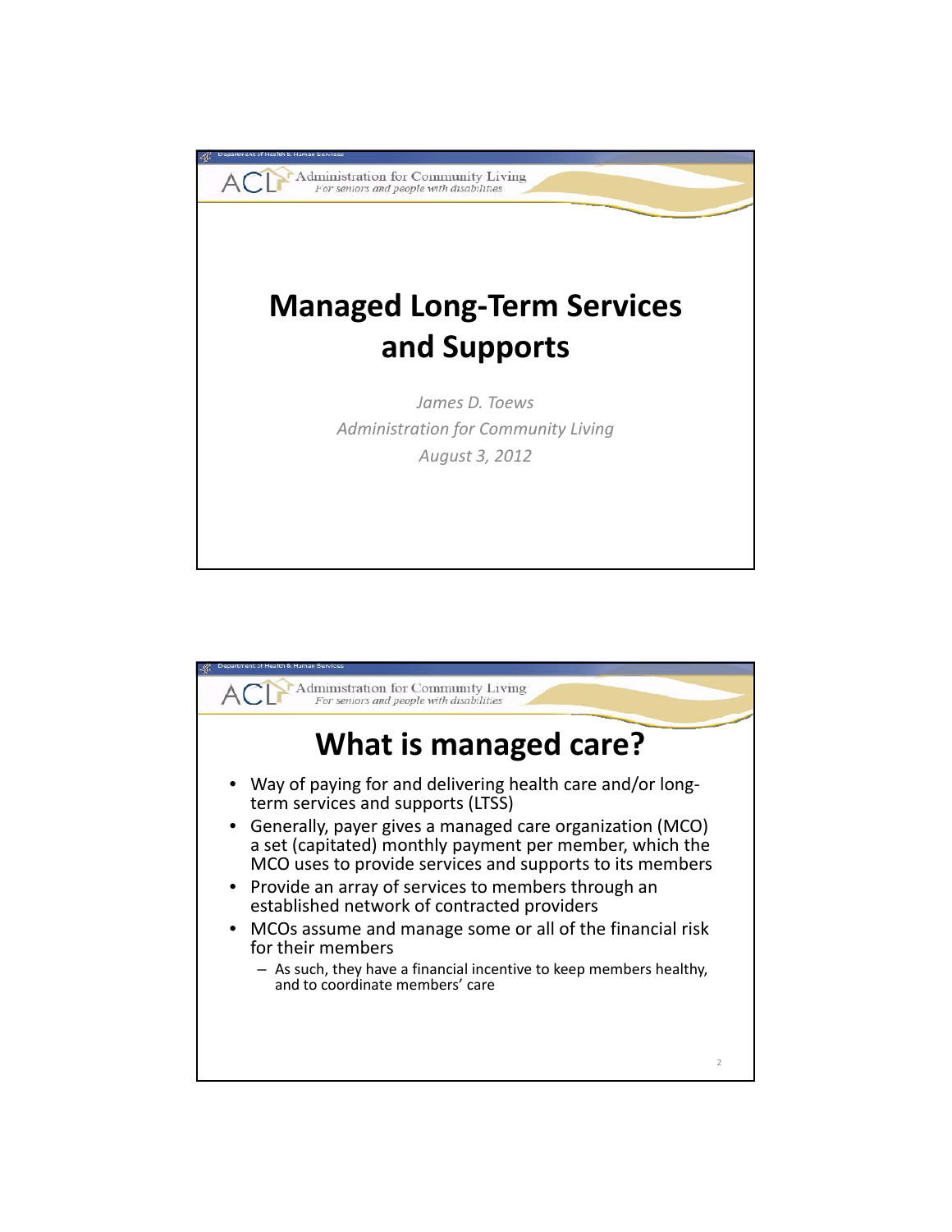# Managed Long-Term Services and Supports

*James D. Toews*

*Administration for Community Living*

*August 3, 2012*

## What is managed care?

- Way of paying for and delivering health care and/or long-term services and supports (LTSS)
- Generally, payer gives a managed care organization (MCO) a set (capitated) monthly payment per member, which the MCO uses to provide services and supports to its members
- Provide an array of services to members through an established network of contracted providers
- MCOs assume and manage some or all of the financial risk for their members
  - As such, they have a financial incentive to keep members healthy, and to coordinate members' care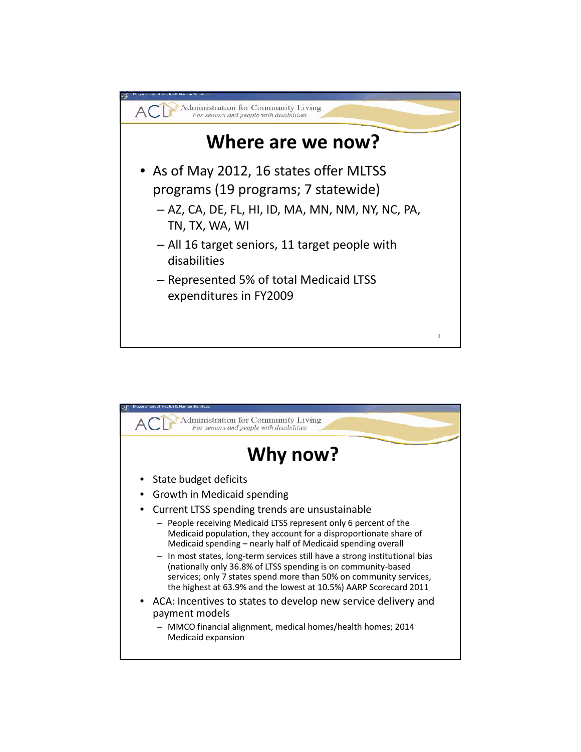# Where are we now?

- As of May 2012, 16 states offer MLTSS programs (19 programs; 7 statewide)
  - AZ, CA, DE, FL, HI, ID, MA, MN, NM, NY, NC, PA, TN, TX, WA, WI
  - All 16 target seniors, 11 target people with disabilities
  - Represented 5% of total Medicaid LTSS expenditures in FY2009

# Why now?

- State budget deficits
- Growth in Medicaid spending
- Current LTSS spending trends are unsustainable
  - People receiving Medicaid LTSS represent only 6 percent of the Medicaid population, they account for a disproportionate share of Medicaid spending – nearly half of Medicaid spending overall
  - In most states, long-term services still have a strong institutional bias (nationally only 36.8% of LTSS spending is on community-based services; only 7 states spend more than 50% on community services, the highest at 63.9% and the lowest at 10.5%) AARP Scorecard 2011
- ACA: Incentives to states to develop new service delivery and payment models
  - MMCO financial alignment, medical homes/health homes; 2014 Medicaid expansion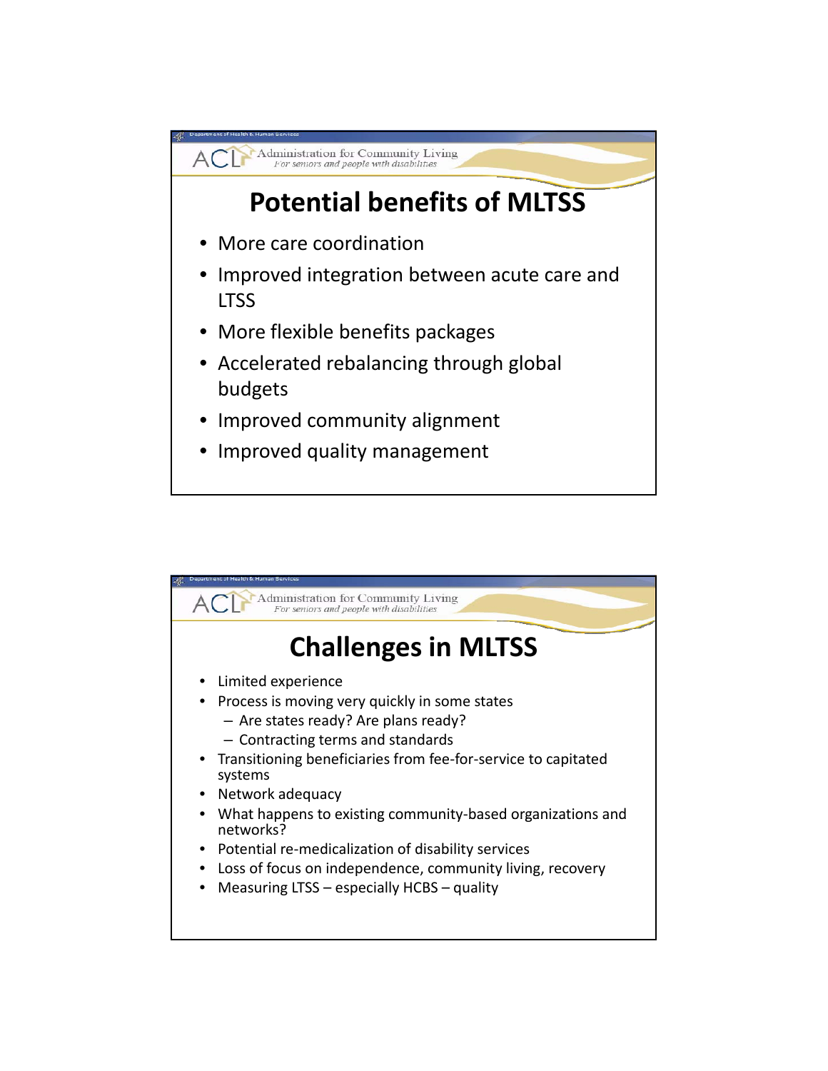# Potential benefits of MLTSS

- More care coordination
- Improved integration between acute care and LTSS
- More flexible benefits packages
- Accelerated rebalancing through global budgets
- Improved community alignment
- Improved quality management

# Challenges in MLTSS

- Limited experience
- Process is moving very quickly in some states
  - Are states ready? Are plans ready?
  - Contracting terms and standards
- Transitioning beneficiaries from fee-for-service to capitated systems
- Network adequacy
- What happens to existing community-based organizations and networks?
- Potential re-medicalization of disability services
- Loss of focus on independence, community living, recovery
- Measuring LTSS – especially HCBS – quality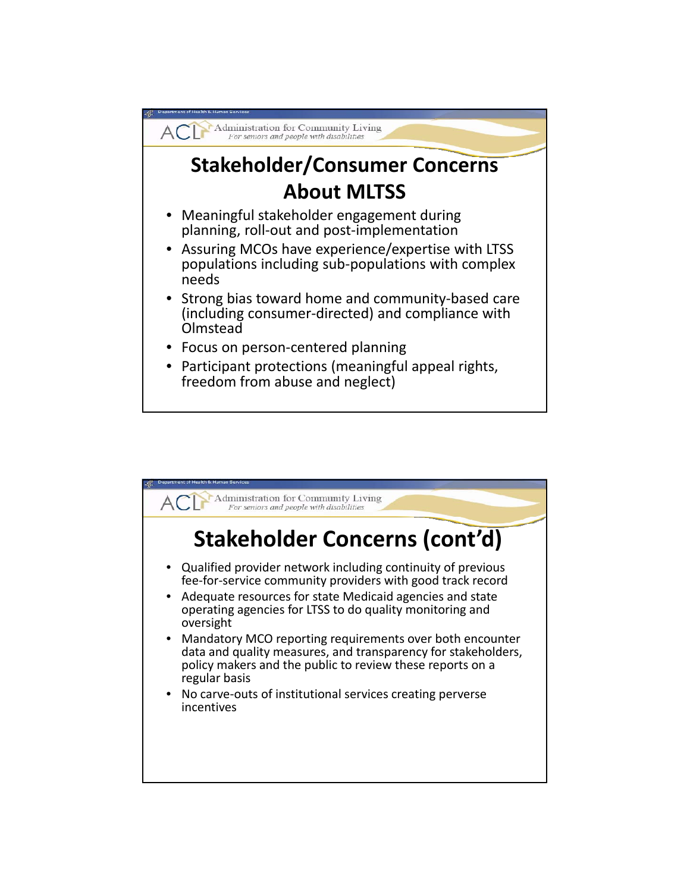## Stakeholder/Consumer Concerns About MLTSS

- Meaningful stakeholder engagement during planning, roll-out and post-implementation
- Assuring MCOs have experience/expertise with LTSS populations including sub-populations with complex needs
- Strong bias toward home and community-based care (including consumer-directed) and compliance with Olmstead
- Focus on person-centered planning
- Participant protections (meaningful appeal rights, freedom from abuse and neglect)

## Stakeholder Concerns (cont'd)

- Qualified provider network including continuity of previous fee-for-service community providers with good track record
- Adequate resources for state Medicaid agencies and state operating agencies for LTSS to do quality monitoring and oversight
- Mandatory MCO reporting requirements over both encounter data and quality measures, and transparency for stakeholders, policy makers and the public to review these reports on a regular basis
- No carve-outs of institutional services creating perverse incentives